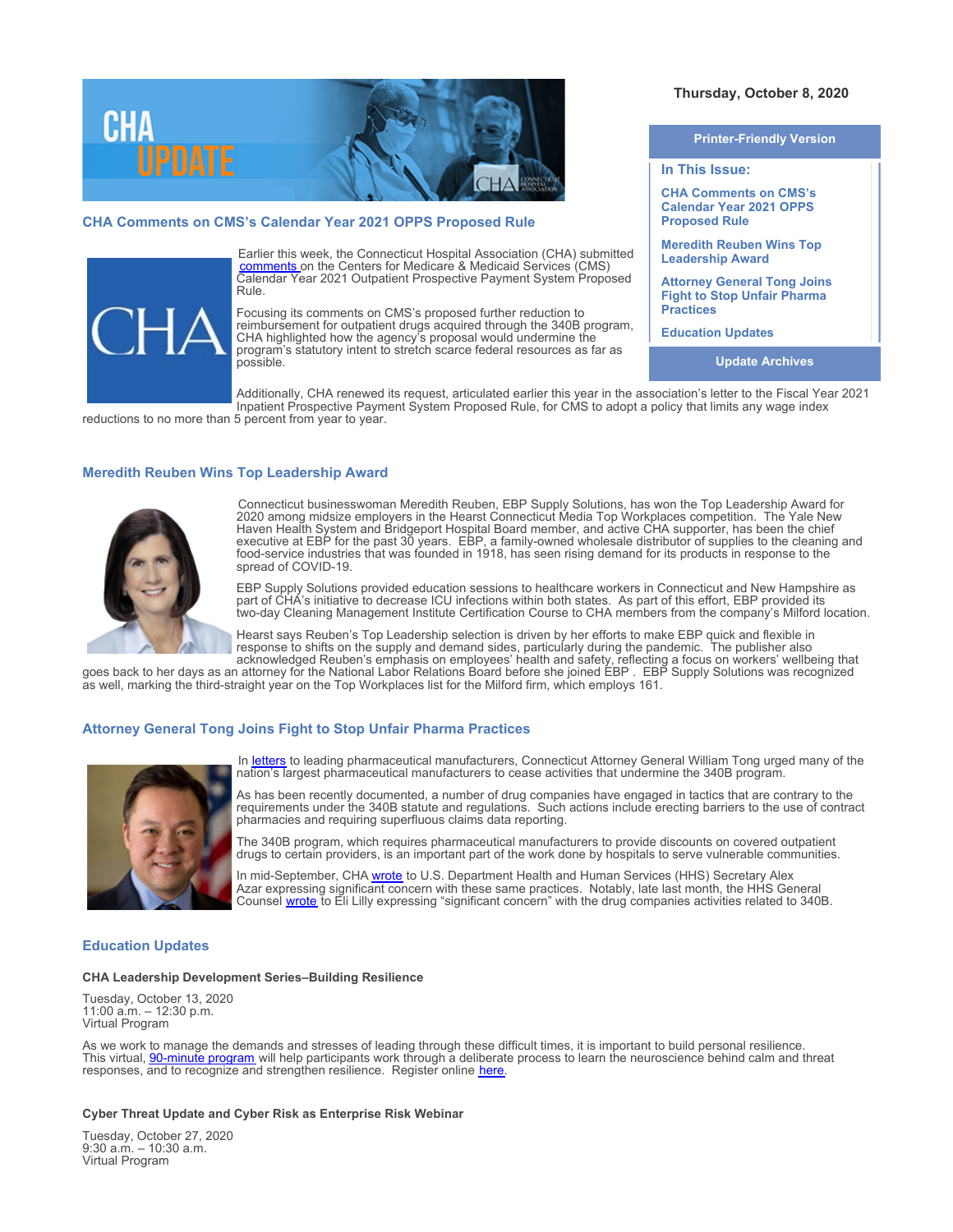Thursday, October 8, 2020

Printer-Friendly Version

**In This Issue:**

- CHA Comments on CMS's Calendar Year 2021 OPPS Proposed Rule
- Meredith Reuben Wins Top Leadership Award
- Attorney General Tong Joins Fight to Stop Unfair Pharma Practices
- Education Updates

Update Archives

## CHA Comments on CMS's Calendar Year 2021 OPPS Proposed Rule

Earlier this week, the Connecticut Hospital Association (CHA) submitted comments on the Centers for Medicare & Medicaid Services (CMS) Calendar Year 2021 Outpatient Prospective Payment System Proposed Rule.

Focusing its comments on CMS's proposed further reduction to reimbursement for outpatient drugs acquired through the 340B program, CHA highlighted how the agency's proposal would undermine the program's statutory intent to stretch scarce federal resources as far as possible.

Additionally, CHA renewed its request, articulated earlier this year in the association's letter to the Fiscal Year 2021 Inpatient Prospective Payment System Proposed Rule, for CMS to adopt a policy that limits any wage index reductions to no more than 5 percent from year to year.

## Meredith Reuben Wins Top Leadership Award

Connecticut businesswoman Meredith Reuben, EBP Supply Solutions, has won the Top Leadership Award for 2020 among midsize employers in the Hearst Connecticut Media Top Workplaces competition. The Yale New Haven Health System and Bridgeport Hospital Board member, and active CHA supporter, has been the chief executive at EBP for the past 30 years. EBP, a family-owned wholesale distributor of supplies to the cleaning and food-service industries that was founded in 1918, has seen rising demand for its products in response to the spread of COVID-19.

EBP Supply Solutions provided education sessions to healthcare workers in Connecticut and New Hampshire as part of CHA's initiative to decrease ICU infections within both states. As part of this effort, EBP provided its two-day Cleaning Management Institute Certification Course to CHA members from the company's Milford location.

Hearst says Reuben's Top Leadership selection is driven by her efforts to make EBP quick and flexible in response to shifts on the supply and demand sides, particularly during the pandemic. The publisher also acknowledged Reuben's emphasis on employees' health and safety, reflecting a focus on workers' wellbeing that goes back to her days as an attorney for the National Labor Relations Board before she joined EBP . EBP Supply Solutions was recognized as well, marking the third-straight year on the Top Workplaces list for the Milford firm, which employs 161.

## Attorney General Tong Joins Fight to Stop Unfair Pharma Practices

In letters to leading pharmaceutical manufacturers, Connecticut Attorney General William Tong urged many of the nation's largest pharmaceutical manufacturers to cease activities that undermine the 340B program.

As has been recently documented, a number of drug companies have engaged in tactics that are contrary to the requirements under the 340B statute and regulations. Such actions include erecting barriers to the use of contract pharmacies and requiring superfluous claims data reporting.

The 340B program, which requires pharmaceutical manufacturers to provide discounts on covered outpatient drugs to certain providers, is an important part of the work done by hospitals to serve vulnerable communities.

In mid-September, CHA wrote to U.S. Department Health and Human Services (HHS) Secretary Alex Azar expressing significant concern with these same practices. Notably, late last month, the HHS General Counsel wrote to Eli Lilly expressing "significant concern" with the drug companies activities related to 340B.

## Education Updates

**CHA Leadership Development Series–Building Resilience**

Tuesday, October 13, 2020
11:00 a.m. – 12:30 p.m.
Virtual Program

As we work to manage the demands and stresses of leading through these difficult times, it is important to build personal resilience. This virtual, 90-minute program will help participants work through a deliberate process to learn the neuroscience behind calm and threat responses, and to recognize and strengthen resilience. Register online here.

**Cyber Threat Update and Cyber Risk as Enterprise Risk Webinar**

Tuesday, October 27, 2020
9:30 a.m. – 10:30 a.m.
Virtual Program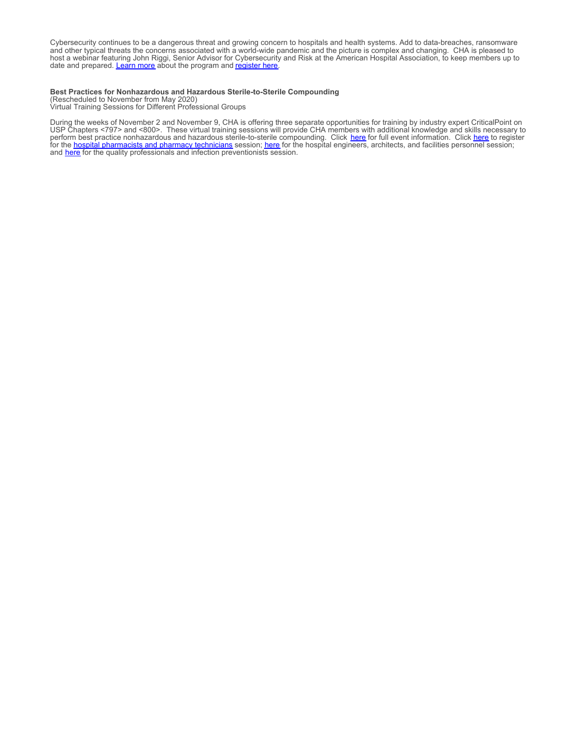Cybersecurity continues to be a dangerous threat and growing concern to hospitals and health systems. Add to data-breaches, ransomware and other typical threats the concerns associated with a world-wide pandemic and the picture is complex and changing. CHA is pleased to host a webinar featuring John Riggi, Senior Advisor for Cybersecurity and Risk at the American Hospital Association, to keep members up to date and prepared. Learn more about the program and register here.

**Best Practices for Nonhazardous and Hazardous Sterile-to-Sterile Compounding**
(Rescheduled to November from May 2020)
Virtual Training Sessions for Different Professional Groups

During the weeks of November 2 and November 9, CHA is offering three separate opportunities for training by industry expert CriticalPoint on USP Chapters <797> and <800>. These virtual training sessions will provide CHA members with additional knowledge and skills necessary to perform best practice nonhazardous and hazardous sterile-to-sterile compounding. Click here for full event information. Click here to register for the hospital pharmacists and pharmacy technicians session; here for the hospital engineers, architects, and facilities personnel session; and here for the quality professionals and infection preventionists session.